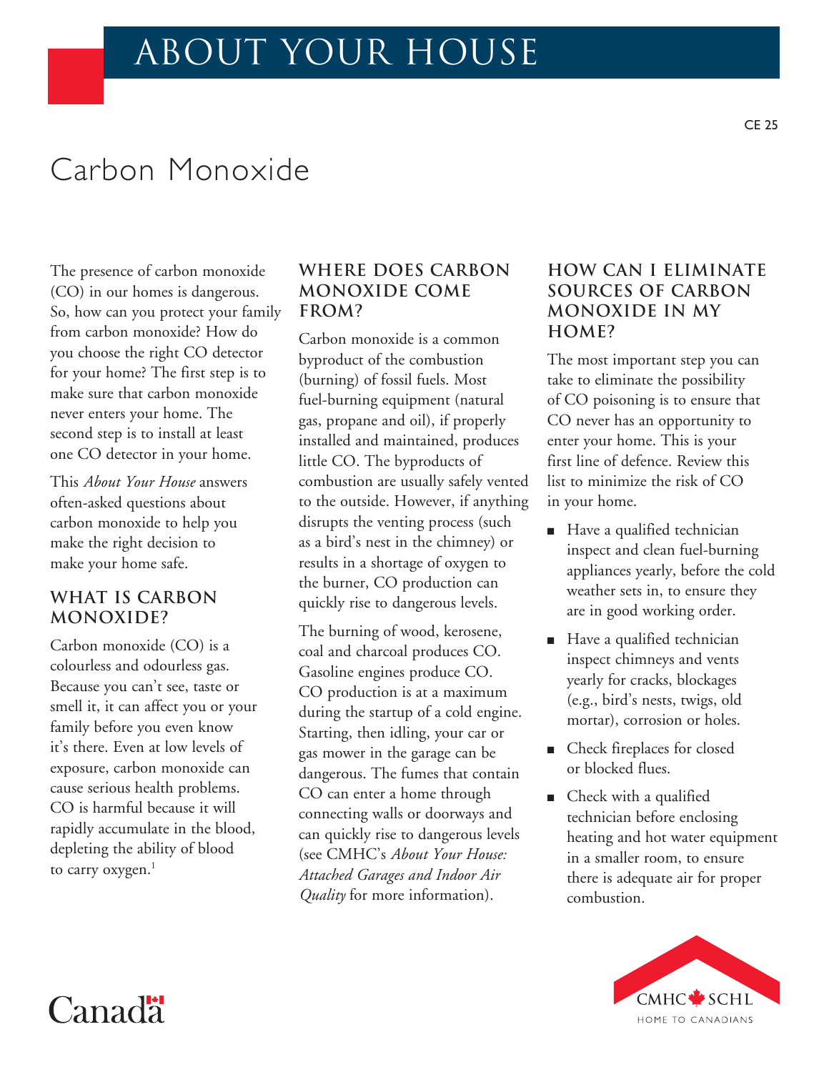# ABOUT YOUR HOUSE

CE 25

## Carbon Monoxide

The presence of carbon monoxide (CO) in our homes is dangerous. So, how can you protect your family from carbon monoxide? How do you choose the right CO detector for your home? The first step is to make sure that carbon monoxide never enters your home. The second step is to install at least one CO detector in your home.

This *About Your House* answers often-asked questions about carbon monoxide to help you make the right decision to make your home safe.

### WHAT IS CARBON MONOXIDE?

Carbon monoxide (CO) is a colourless and odourless gas. Because you can't see, taste or smell it, it can affect you or your family before you even know it's there. Even at low levels of exposure, carbon monoxide can cause serious health problems. CO is harmful because it will rapidly accumulate in the blood, depleting the ability of blood to carry oxygen.[1]

### WHERE DOES CARBON MONOXIDE COME FROM?

Carbon monoxide is a common byproduct of the combustion (burning) of fossil fuels. Most fuel-burning equipment (natural gas, propane and oil), if properly installed and maintained, produces little CO. The byproducts of combustion are usually safely vented to the outside. However, if anything disrupts the venting process (such as a bird's nest in the chimney) or results in a shortage of oxygen to the burner, CO production can quickly rise to dangerous levels.

The burning of wood, kerosene, coal and charcoal produces CO. Gasoline engines produce CO. CO production is at a maximum during the startup of a cold engine. Starting, then idling, your car or gas mower in the garage can be dangerous. The fumes that contain CO can enter a home through connecting walls or doorways and can quickly rise to dangerous levels (see CMHC's *About Your House: Attached Garages and Indoor Air Quality* for more information).

### HOW CAN I ELIMINATE SOURCES OF CARBON MONOXIDE IN MY HOME?

The most important step you can take to eliminate the possibility of CO poisoning is to ensure that CO never has an opportunity to enter your home. This is your first line of defence. Review this list to minimize the risk of CO in your home.

- Have a qualified technician inspect and clean fuel-burning appliances yearly, before the cold weather sets in, to ensure they are in good working order.
- Have a qualified technician inspect chimneys and vents yearly for cracks, blockages (e.g., bird's nests, twigs, old mortar), corrosion or holes.
- Check fireplaces for closed or blocked flues.
- Check with a qualified technician before enclosing heating and hot water equipment in a smaller room, to ensure there is adequate air for proper combustion.

Canada

CMHC SCHL
HOME TO CANADIANS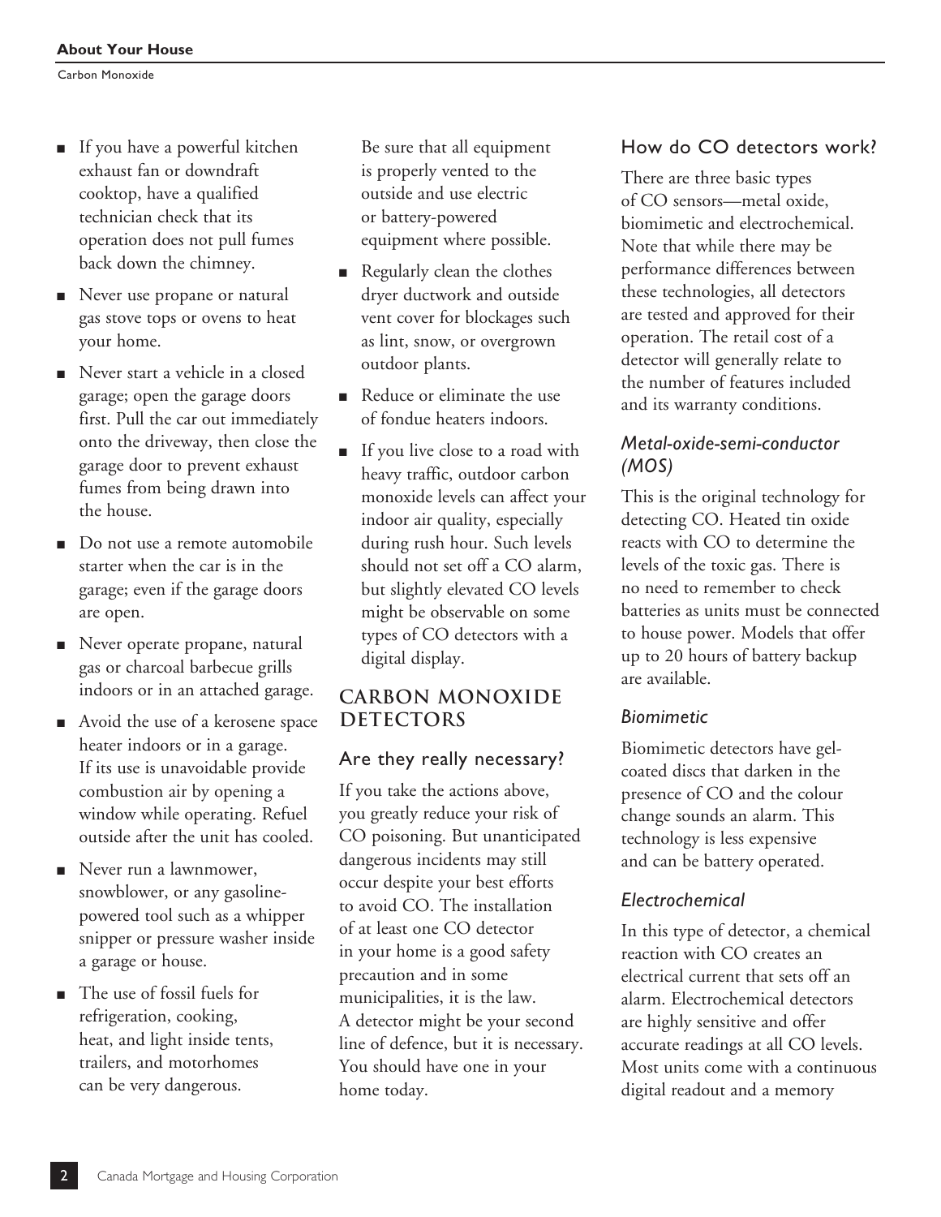- If you have a powerful kitchen exhaust fan or downdraft cooktop, have a qualified technician check that its operation does not pull fumes back down the chimney.
- Never use propane or natural gas stove tops or ovens to heat your home.
- Never start a vehicle in a closed garage; open the garage doors first. Pull the car out immediately onto the driveway, then close the garage door to prevent exhaust fumes from being drawn into the house.
- Do not use a remote automobile starter when the car is in the garage; even if the garage doors are open.
- Never operate propane, natural gas or charcoal barbecue grills indoors or in an attached garage.
- Avoid the use of a kerosene space heater indoors or in a garage. If its use is unavoidable provide combustion air by opening a window while operating. Refuel outside after the unit has cooled.
- Never run a lawnmower, snowblower, or any gasoline-powered tool such as a whipper snipper or pressure washer inside a garage or house.
- The use of fossil fuels for refrigeration, cooking, heat, and light inside tents, trailers, and motorhomes can be very dangerous. Be sure that all equipment is properly vented to the outside and use electric or battery-powered equipment where possible.
- Regularly clean the clothes dryer ductwork and outside vent cover for blockages such as lint, snow, or overgrown outdoor plants.
- Reduce or eliminate the use of fondue heaters indoors.
- If you live close to a road with heavy traffic, outdoor carbon monoxide levels can affect your indoor air quality, especially during rush hour. Such levels should not set off a CO alarm, but slightly elevated CO levels might be observable on some types of CO detectors with a digital display.

## CARBON MONOXIDE DETECTORS

### Are they really necessary?

If you take the actions above, you greatly reduce your risk of CO poisoning. But unanticipated dangerous incidents may still occur despite your best efforts to avoid CO. The installation of at least one CO detector in your home is a good safety precaution and in some municipalities, it is the law. A detector might be your second line of defence, but it is necessary. You should have one in your home today.

### How do CO detectors work?

There are three basic types of CO sensors—metal oxide, biomimetic and electrochemical. Note that while there may be performance differences between these technologies, all detectors are tested and approved for their operation. The retail cost of a detector will generally relate to the number of features included and its warranty conditions.

#### *Metal-oxide-semi-conductor (MOS)*

This is the original technology for detecting CO. Heated tin oxide reacts with CO to determine the levels of the toxic gas. There is no need to remember to check batteries as units must be connected to house power. Models that offer up to 20 hours of battery backup are available.

#### *Biomimetic*

Biomimetic detectors have gel-coated discs that darken in the presence of CO and the colour change sounds an alarm. This technology is less expensive and can be battery operated.

#### *Electrochemical*

In this type of detector, a chemical reaction with CO creates an electrical current that sets off an alarm. Electrochemical detectors are highly sensitive and offer accurate readings at all CO levels. Most units come with a continuous digital readout and a memory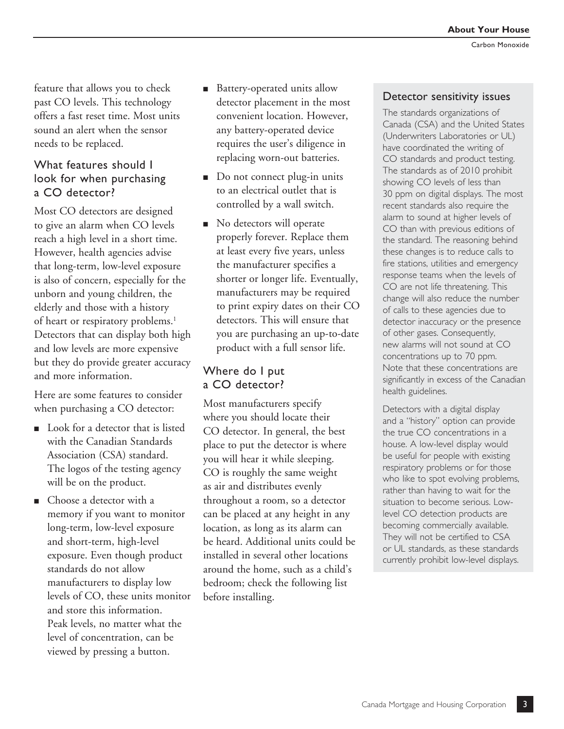feature that allows you to check past CO levels. This technology offers a fast reset time. Most units sound an alert when the sensor needs to be replaced.

## What features should I look for when purchasing a CO detector?

Most CO detectors are designed to give an alarm when CO levels reach a high level in a short time. However, health agencies advise that long-term, low-level exposure is also of concern, especially for the unborn and young children, the elderly and those with a history of heart or respiratory problems.[1] Detectors that can display both high and low levels are more expensive but they do provide greater accuracy and more information.

Here are some features to consider when purchasing a CO detector:

- Look for a detector that is listed with the Canadian Standards Association (CSA) standard. The logos of the testing agency will be on the product.
- Choose a detector with a memory if you want to monitor long-term, low-level exposure and short-term, high-level exposure. Even though product standards do not allow manufacturers to display low levels of CO, these units monitor and store this information. Peak levels, no matter what the level of concentration, can be viewed by pressing a button.
- Battery-operated units allow detector placement in the most convenient location. However, any battery-operated device requires the user's diligence in replacing worn-out batteries.
- Do not connect plug-in units to an electrical outlet that is controlled by a wall switch.
- No detectors will operate properly forever. Replace them at least every five years, unless the manufacturer specifies a shorter or longer life. Eventually, manufacturers may be required to print expiry dates on their CO detectors. This will ensure that you are purchasing an up-to-date product with a full sensor life.

## Where do I put a CO detector?

Most manufacturers specify where you should locate their CO detector. In general, the best place to put the detector is where you will hear it while sleeping. CO is roughly the same weight as air and distributes evenly throughout a room, so a detector can be placed at any height in any location, as long as its alarm can be heard. Additional units could be installed in several other locations around the home, such as a child's bedroom; check the following list before installing.

### Detector sensitivity issues

The standards organizations of Canada (CSA) and the United States (Underwriters Laboratories or UL) have coordinated the writing of CO standards and product testing. The standards as of 2010 prohibit showing CO levels of less than 30 ppm on digital displays. The most recent standards also require the alarm to sound at higher levels of CO than with previous editions of the standard. The reasoning behind these changes is to reduce calls to fire stations, utilities and emergency response teams when the levels of CO are not life threatening. This change will also reduce the number of calls to these agencies due to detector inaccuracy or the presence of other gases. Consequently, new alarms will not sound at CO concentrations up to 70 ppm. Note that these concentrations are significantly in excess of the Canadian health guidelines.

Detectors with a digital display and a "history" option can provide the true CO concentrations in a house. A low-level display would be useful for people with existing respiratory problems or for those who like to spot evolving problems, rather than having to wait for the situation to become serious. Low-level CO detection products are becoming commercially available. They will not be certified to CSA or UL standards, as these standards currently prohibit low-level displays.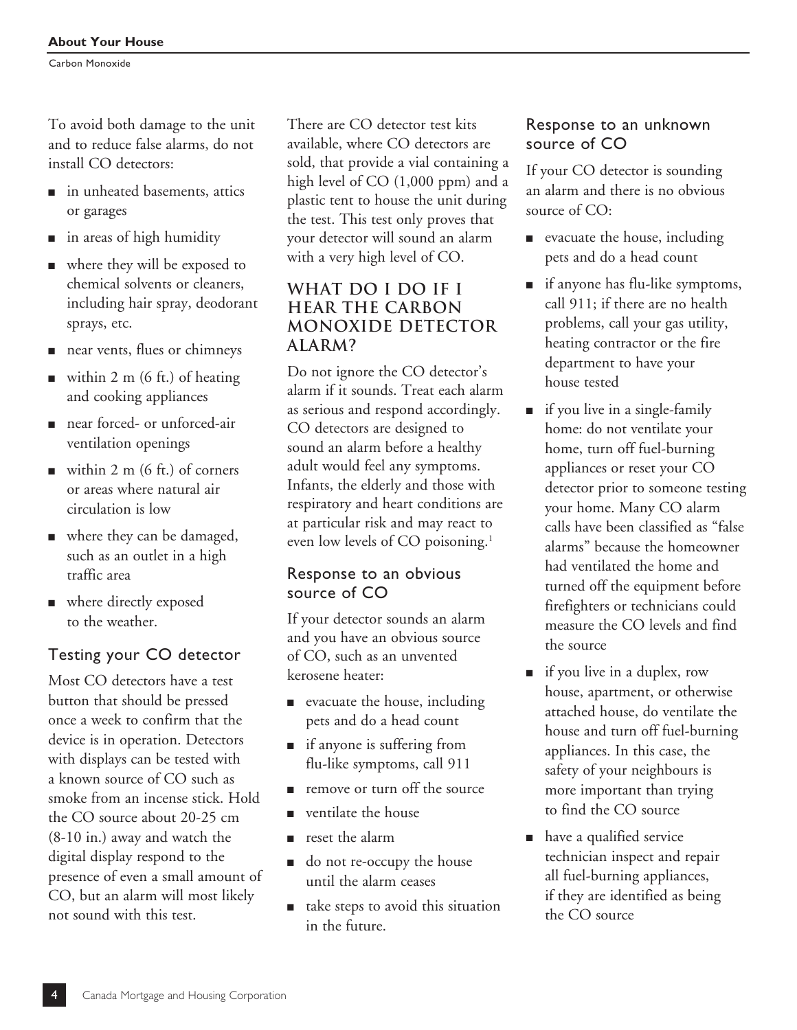To avoid both damage to the unit and to reduce false alarms, do not install CO detectors:

- in unheated basements, attics or garages
- in areas of high humidity
- where they will be exposed to chemical solvents or cleaners, including hair spray, deodorant sprays, etc.
- near vents, flues or chimneys
- within 2 m (6 ft.) of heating and cooking appliances
- near forced- or unforced-air ventilation openings
- within 2 m (6 ft.) of corners or areas where natural air circulation is low
- where they can be damaged, such as an outlet in a high traffic area
- where directly exposed to the weather.

### Testing your CO detector

Most CO detectors have a test button that should be pressed once a week to confirm that the device is in operation. Detectors with displays can be tested with a known source of CO such as smoke from an incense stick. Hold the CO source about 20-25 cm (8-10 in.) away and watch the digital display respond to the presence of even a small amount of CO, but an alarm will most likely not sound with this test.

There are CO detector test kits available, where CO detectors are sold, that provide a vial containing a high level of CO (1,000 ppm) and a plastic tent to house the unit during the test. This test only proves that your detector will sound an alarm with a very high level of CO.

## WHAT DO I DO IF I HEAR THE CARBON MONOXIDE DETECTOR ALARM?

Do not ignore the CO detector's alarm if it sounds. Treat each alarm as serious and respond accordingly. CO detectors are designed to sound an alarm before a healthy adult would feel any symptoms. Infants, the elderly and those with respiratory and heart conditions are at particular risk and may react to even low levels of CO poisoning.[1]

### Response to an obvious source of CO

If your detector sounds an alarm and you have an obvious source of CO, such as an unvented kerosene heater:

- evacuate the house, including pets and do a head count
- if anyone is suffering from flu-like symptoms, call 911
- remove or turn off the source
- ventilate the house
- reset the alarm
- do not re-occupy the house until the alarm ceases
- take steps to avoid this situation in the future.

### Response to an unknown source of CO

If your CO detector is sounding an alarm and there is no obvious source of CO:

- evacuate the house, including pets and do a head count
- if anyone has flu-like symptoms, call 911; if there are no health problems, call your gas utility, heating contractor or the fire department to have your house tested
- if you live in a single-family home: do not ventilate your home, turn off fuel-burning appliances or reset your CO detector prior to someone testing your home. Many CO alarm calls have been classified as "false alarms" because the homeowner had ventilated the home and turned off the equipment before firefighters or technicians could measure the CO levels and find the source
- if you live in a duplex, row house, apartment, or otherwise attached house, do ventilate the house and turn off fuel-burning appliances. In this case, the safety of your neighbours is more important than trying to find the CO source
- have a qualified service technician inspect and repair all fuel-burning appliances, if they are identified as being the CO source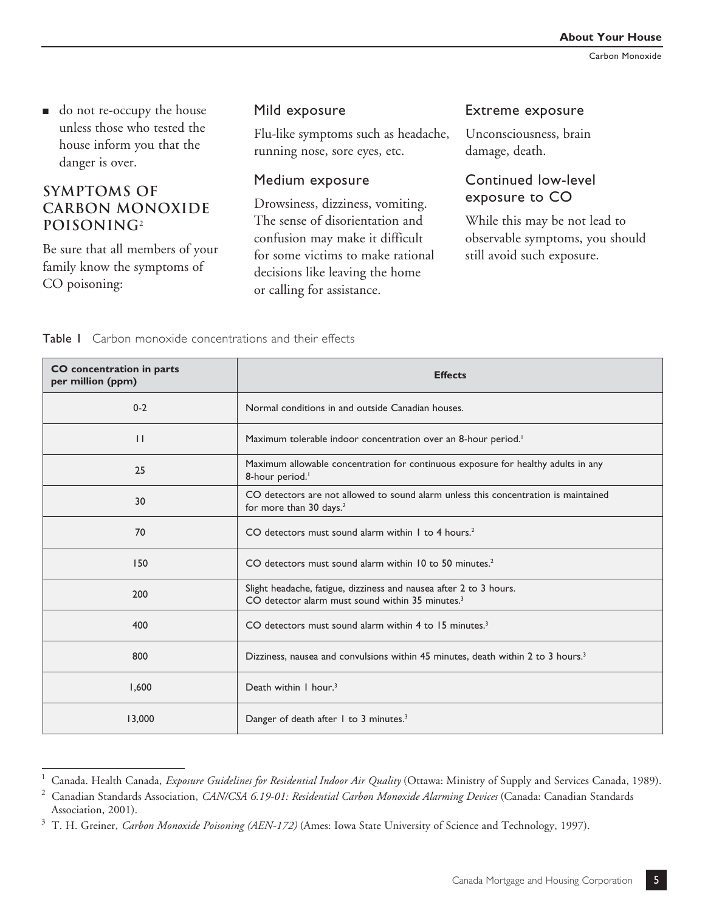- do not re-occupy the house unless those who tested the house inform you that the danger is over.

## SYMPTOMS OF CARBON MONOXIDE POISONING[2]

Be sure that all members of your family know the symptoms of CO poisoning:

### Mild exposure

Flu-like symptoms such as headache, running nose, sore eyes, etc.

### Medium exposure

Drowsiness, dizziness, vomiting. The sense of disorientation and confusion may make it difficult for some victims to make rational decisions like leaving the home or calling for assistance.

### Extreme exposure

Unconsciousness, brain damage, death.

### Continued low-level exposure to CO

While this may be not lead to observable symptoms, you should still avoid such exposure.

**Table 1** Carbon monoxide concentrations and their effects

| CO concentration in parts per million (ppm) | Effects |
| --- | --- |
| 0-2 | Normal conditions in and outside Canadian houses. |
| 11 | Maximum tolerable indoor concentration over an 8-hour period.[1] |
| 25 | Maximum allowable concentration for continuous exposure for healthy adults in any 8-hour period.[1] |
| 30 | CO detectors are not allowed to sound alarm unless this concentration is maintained for more than 30 days.[2] |
| 70 | CO detectors must sound alarm within 1 to 4 hours.[2] |
| 150 | CO detectors must sound alarm within 10 to 50 minutes.[2] |
| 200 | Slight headache, fatigue, dizziness and nausea after 2 to 3 hours. CO detector alarm must sound within 35 minutes.[3] |
| 400 | CO detectors must sound alarm within 4 to 15 minutes.[3] |
| 800 | Dizziness, nausea and convulsions within 45 minutes, death within 2 to 3 hours.[3] |
| 1,600 | Death within 1 hour.[3] |
| 13,000 | Danger of death after 1 to 3 minutes.[3] |

[1] Canada. Health Canada, *Exposure Guidelines for Residential Indoor Air Quality* (Ottawa: Ministry of Supply and Services Canada, 1989).

[2] Canadian Standards Association, *CAN/CSA 6.19-01: Residential Carbon Monoxide Alarming Devices* (Canada: Canadian Standards Association, 2001).

[3] T. H. Greiner, *Carbon Monoxide Poisoning (AEN-172)* (Ames: Iowa State University of Science and Technology, 1997).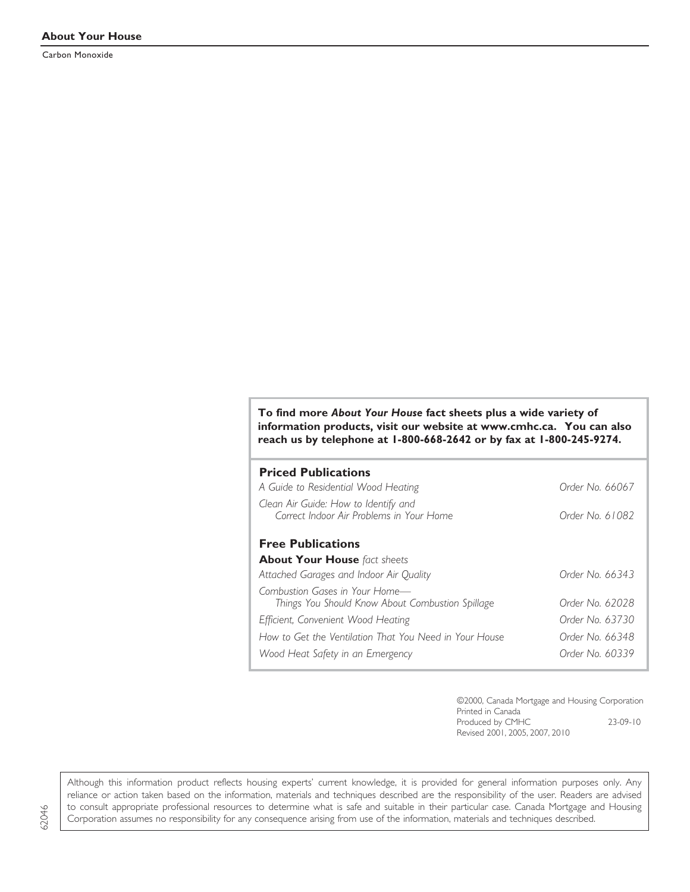**To find more *About Your House* fact sheets plus a wide variety of information products, visit our website at www.cmhc.ca. You can also reach us by telephone at 1-800-668-2642 or by fax at 1-800-245-9274.**

## Priced Publications

| | |
|---|---|
| *A Guide to Residential Wood Heating* | *Order No. 66067* |
| *Clean Air Guide: How to Identify and Correct Indoor Air Problems in Your Home* | *Order No. 61082* |

## Free Publications

**About Your House** *fact sheets*

| | |
|---|---|
| *Attached Garages and Indoor Air Quality* | *Order No. 66343* |
| *Combustion Gases in Your Home— Things You Should Know About Combustion Spillage* | *Order No. 62028* |
| *Efficient, Convenient Wood Heating* | *Order No. 63730* |
| *How to Get the Ventilation That You Need in Your House* | *Order No. 66348* |
| *Wood Heat Safety in an Emergency* | *Order No. 60339* |

©2000, Canada Mortgage and Housing Corporation
Printed in Canada
Produced by CMHC 23-09-10
Revised 2001, 2005, 2007, 2010

Although this information product reflects housing experts' current knowledge, it is provided for general information purposes only. Any reliance or action taken based on the information, materials and techniques described are the responsibility of the user. Readers are advised to consult appropriate professional resources to determine what is safe and suitable in their particular case. Canada Mortgage and Housing Corporation assumes no responsibility for any consequence arising from use of the information, materials and techniques described.

62046